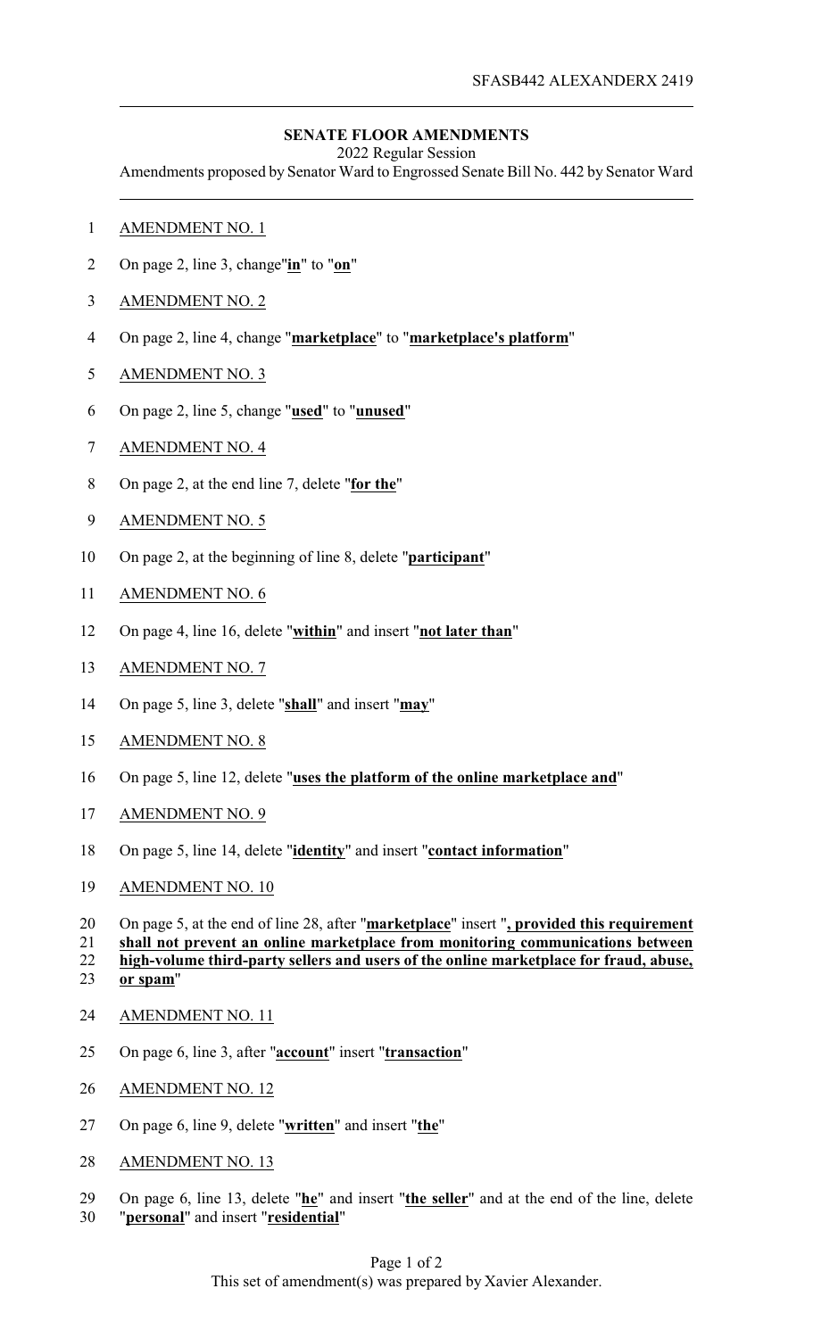SFASB442 ALEXANDERX 2419

**SENATE FLOOR AMENDMENTS**

2022 Regular Session

Amendments proposed by Senator Ward to Engrossed Senate Bill No. 442 by Senator Ward

AMENDMENT NO. 1

On page 2, line 3, change"**in**" to "**on**"

AMENDMENT NO. 2

On page 2, line 4, change "**marketplace**" to "**marketplace's platform**"

AMENDMENT NO. 3

On page 2, line 5, change "**used**" to "**unused**"

AMENDMENT NO. 4

On page 2, at the end line 7, delete "**for the**"

AMENDMENT NO. 5

On page 2, at the beginning of line 8, delete "**participant**"

AMENDMENT NO. 6

On page 4, line 16, delete "**within**" and insert "**not later than**"

AMENDMENT NO. 7

On page 5, line 3, delete "**shall**" and insert "**may**"

AMENDMENT NO. 8

On page 5, line 12, delete "**uses the platform of the online marketplace and**"

AMENDMENT NO. 9

On page 5, line 14, delete "**identity**" and insert "**contact information**"

AMENDMENT NO. 10

On page 5, at the end of line 28, after "**marketplace**" insert "**, provided this requirement shall not prevent an online marketplace from monitoring communications between high-volume third-party sellers and users of the online marketplace for fraud, abuse, or spam**"

AMENDMENT NO. 11

On page 6, line 3, after "**account**" insert "**transaction**"

AMENDMENT NO. 12

On page 6, line 9, delete "**written**" and insert "**the**"

AMENDMENT NO. 13

On page 6, line 13, delete "**he**" and insert "**the seller**" and at the end of the line, delete "**personal**" and insert "**residential**"

This set of amendment(s) was prepared by Xavier Alexander.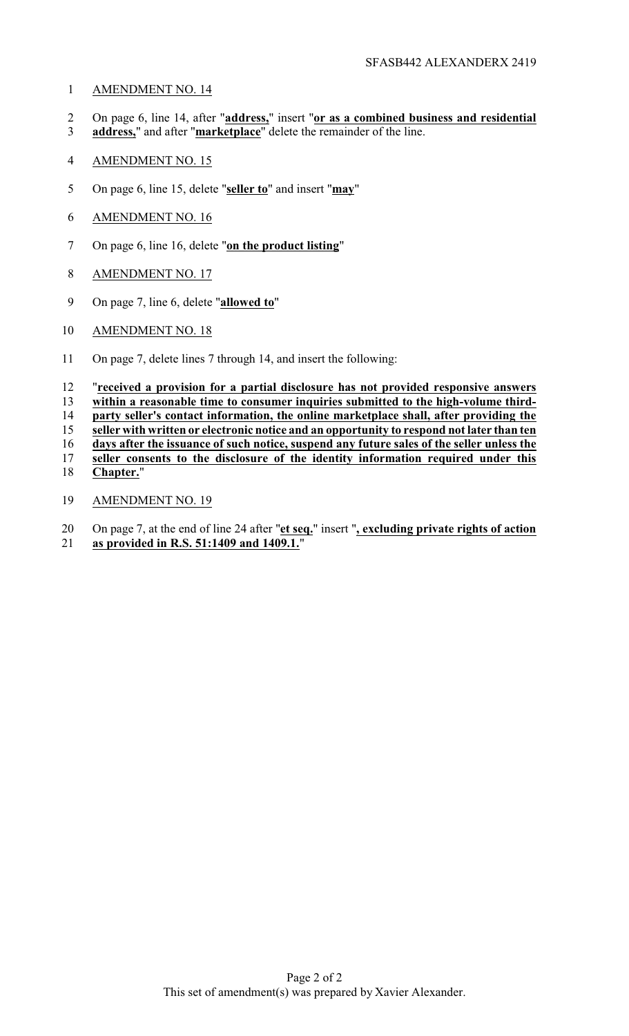AMENDMENT NO. 14

On page 6, line 14, after "**address,**" insert "**or as a combined business and residential address,**" and after "**marketplace**" delete the remainder of the line.

AMENDMENT NO. 15

On page 6, line 15, delete "**seller to**" and insert "**may**"

AMENDMENT NO. 16

On page 6, line 16, delete "**on the product listing**"

AMENDMENT NO. 17

On page 7, line 6, delete "**allowed to**"

AMENDMENT NO. 18

On page 7, delete lines 7 through 14, and insert the following:

"**received a provision for a partial disclosure has not provided responsive answers within a reasonable time to consumer inquiries submitted to the high-volume third-party seller's contact information, the online marketplace shall, after providing the seller with written or electronic notice and an opportunity to respond not later than ten days after the issuance of such notice, suspend any future sales of the seller unless the seller consents to the disclosure of the identity information required under this Chapter.**"

AMENDMENT NO. 19

On page 7, at the end of line 24 after "**et seq.**" insert "**, excluding private rights of action as provided in R.S. 51:1409 and 1409.1.**"

This set of amendment(s) was prepared by Xavier Alexander.